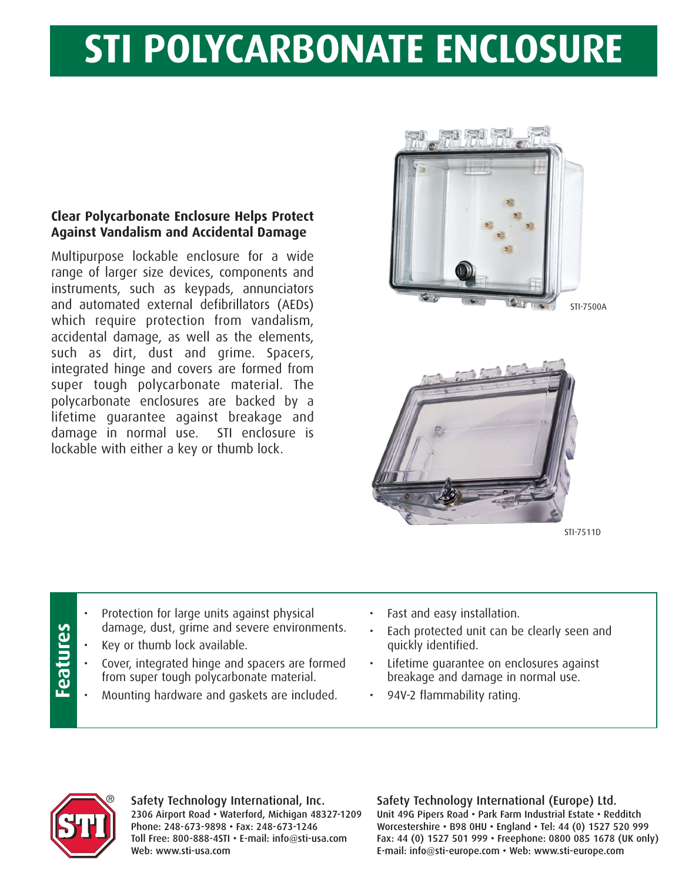# STI POLYCARBONATE ENCLOSURE

### Clear Polycarbonate Enclosure Helps Protect Against Vandalism and Accidental Damage

Multipurpose lockable enclosure for a wide range of larger size devices, components and instruments, such as keypads, annunciators and automated external defibrillators (AEDs) which require protection from vandalism, accidental damage, as well as the elements, such as dirt, dust and grime. Spacers, integrated hinge and covers are formed from super tough polycarbonate material. The polycarbonate enclosures are backed by a lifetime guarantee against breakage and damage in normal use. STI enclosure is lockable with either a key or thumb lock.

STI-7500A

STI-7511D

## Features

- Protection for large units against physical damage, dust, grime and severe environments.
- Key or thumb lock available.
- Cover, integrated hinge and spacers are formed from super tough polycarbonate material.
- Mounting hardware and gaskets are included.
- Fast and easy installation.
- Each protected unit can be clearly seen and quickly identified.
- Lifetime guarantee on enclosures against breakage and damage in normal use.
- 94V-2 flammability rating.

**Safety Technology International, Inc.**
2306 Airport Road • Waterford, Michigan 48327-1209
Phone: 248-673-9898 • Fax: 248-673-1246
Toll Free: 800-888-4STI • E-mail: info@sti-usa.com
Web: www.sti-usa.com

**Safety Technology International (Europe) Ltd.**
Unit 49G Pipers Road • Park Farm Industrial Estate • Redditch
Worcestershire • B98 0HU • England • Tel: 44 (0) 1527 520 999
Fax: 44 (0) 1527 501 999 • Freephone: 0800 085 1678 (UK only)
E-mail: info@sti-europe.com • Web: www.sti-europe.com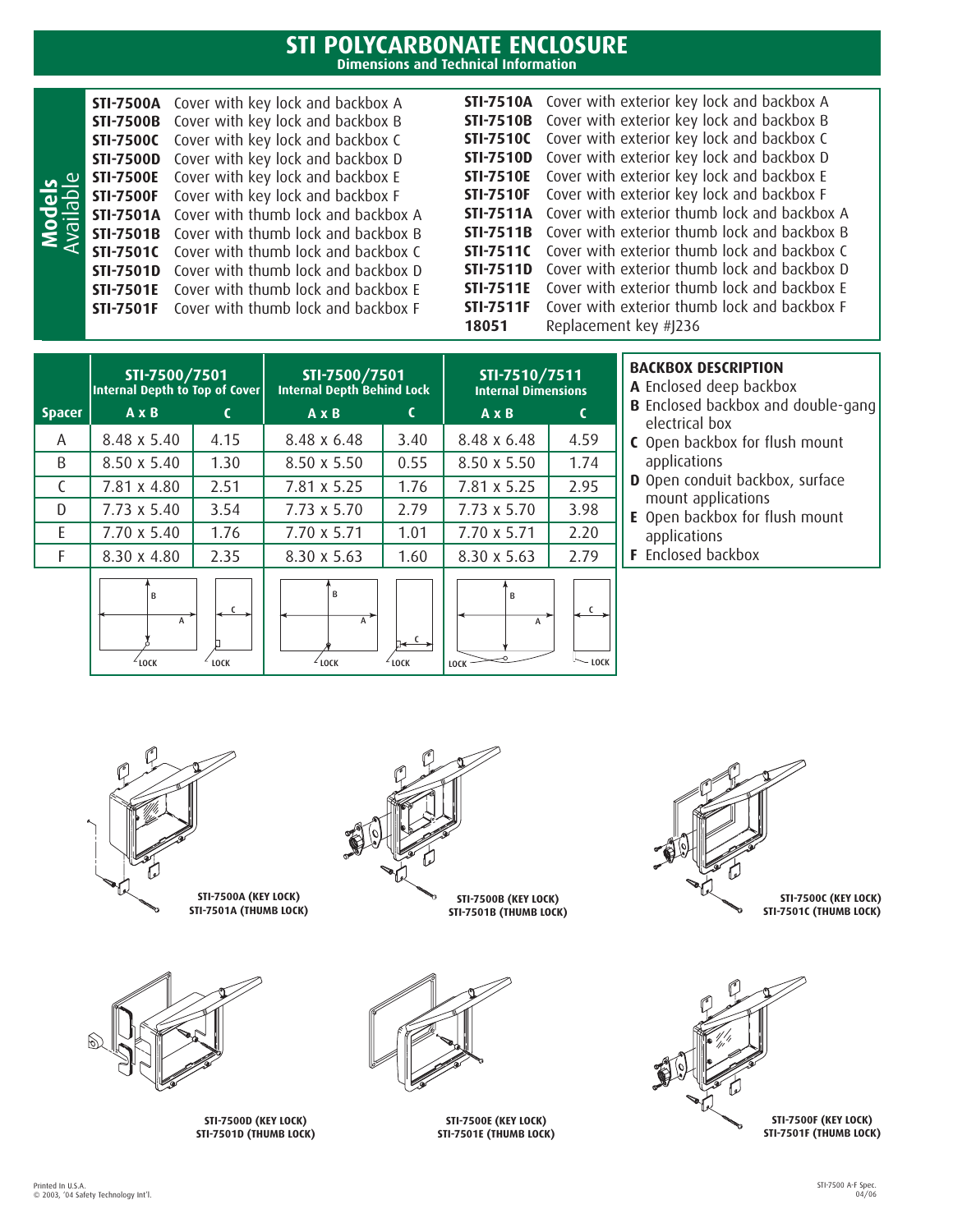# STI POLYCARBONATE ENCLOSURE

**Dimensions and Technical Information**

## Models Available

| | |
|---|---|
| **STI-7500A** | Cover with key lock and backbox A |
| **STI-7500B** | Cover with key lock and backbox B |
| **STI-7500C** | Cover with key lock and backbox C |
| **STI-7500D** | Cover with key lock and backbox D |
| **STI-7500E** | Cover with key lock and backbox E |
| **STI-7500F** | Cover with key lock and backbox F |
| **STI-7501A** | Cover with thumb lock and backbox A |
| **STI-7501B** | Cover with thumb lock and backbox B |
| **STI-7501C** | Cover with thumb lock and backbox C |
| **STI-7501D** | Cover with thumb lock and backbox D |
| **STI-7501E** | Cover with thumb lock and backbox E |
| **STI-7501F** | Cover with thumb lock and backbox F |
| **STI-7510A** | Cover with exterior key lock and backbox A |
| **STI-7510B** | Cover with exterior key lock and backbox B |
| **STI-7510C** | Cover with exterior key lock and backbox C |
| **STI-7510D** | Cover with exterior key lock and backbox D |
| **STI-7510E** | Cover with exterior key lock and backbox E |
| **STI-7510F** | Cover with exterior key lock and backbox F |
| **STI-7511A** | Cover with exterior thumb lock and backbox A |
| **STI-7511B** | Cover with exterior thumb lock and backbox B |
| **STI-7511C** | Cover with exterior thumb lock and backbox C |
| **STI-7511D** | Cover with exterior thumb lock and backbox D |
| **STI-7511E** | Cover with exterior thumb lock and backbox E |
| **STI-7511F** | Cover with exterior thumb lock and backbox F |
| **18051** | Replacement key #J236 |

| | STI-7500/7501 Internal Depth to Top of Cover | | STI-7500/7501 Internal Depth Behind Lock | | STI-7510/7511 Internal Dimensions | |
|---|---|---|---|---|---|---|
| **Spacer** | **A x B** | **C** | **A x B** | **C** | **A x B** | **C** |
| A | 8.48 x 5.40 | 4.15 | 8.48 x 6.48 | 3.40 | 8.48 x 6.48 | 4.59 |
| B | 8.50 x 5.40 | 1.30 | 8.50 x 5.50 | 0.55 | 8.50 x 5.50 | 1.74 |
| C | 7.81 x 4.80 | 2.51 | 7.81 x 5.25 | 1.76 | 7.81 x 5.25 | 2.95 |
| D | 7.73 x 5.40 | 3.54 | 7.73 x 5.70 | 2.79 | 7.73 x 5.70 | 3.98 |
| E | 7.70 x 5.40 | 1.76 | 7.70 x 5.71 | 1.01 | 7.70 x 5.71 | 2.20 |
| F | 8.30 x 4.80 | 2.35 | 8.30 x 5.63 | 1.60 | 8.30 x 5.63 | 2.79 |

B A LOCK C LOCK B A LOCK C LOCK B A LOCK C LOCK

### BACKBOX DESCRIPTION

- **A** Enclosed deep backbox
- **B** Enclosed backbox and double-gang electrical box
- **C** Open backbox for flush mount applications
- **D** Open conduit backbox, surface mount applications
- **E** Open backbox for flush mount applications
- **F** Enclosed backbox

STI-7500A (KEY LOCK)
STI-7501A (THUMB LOCK)

STI-7500B (KEY LOCK)
STI-7501B (THUMB LOCK)

STI-7500C (KEY LOCK)
STI-7501C (THUMB LOCK)

STI-7500D (KEY LOCK)
STI-7501D (THUMB LOCK)

STI-7500E (KEY LOCK)
STI-7501E (THUMB LOCK)

STI-7500F (KEY LOCK)
STI-7501F (THUMB LOCK)

Printed In U.S.A.
© 2003, '04 Safety Technology Int'l.

STI-7500 A-F Spec.
04/06